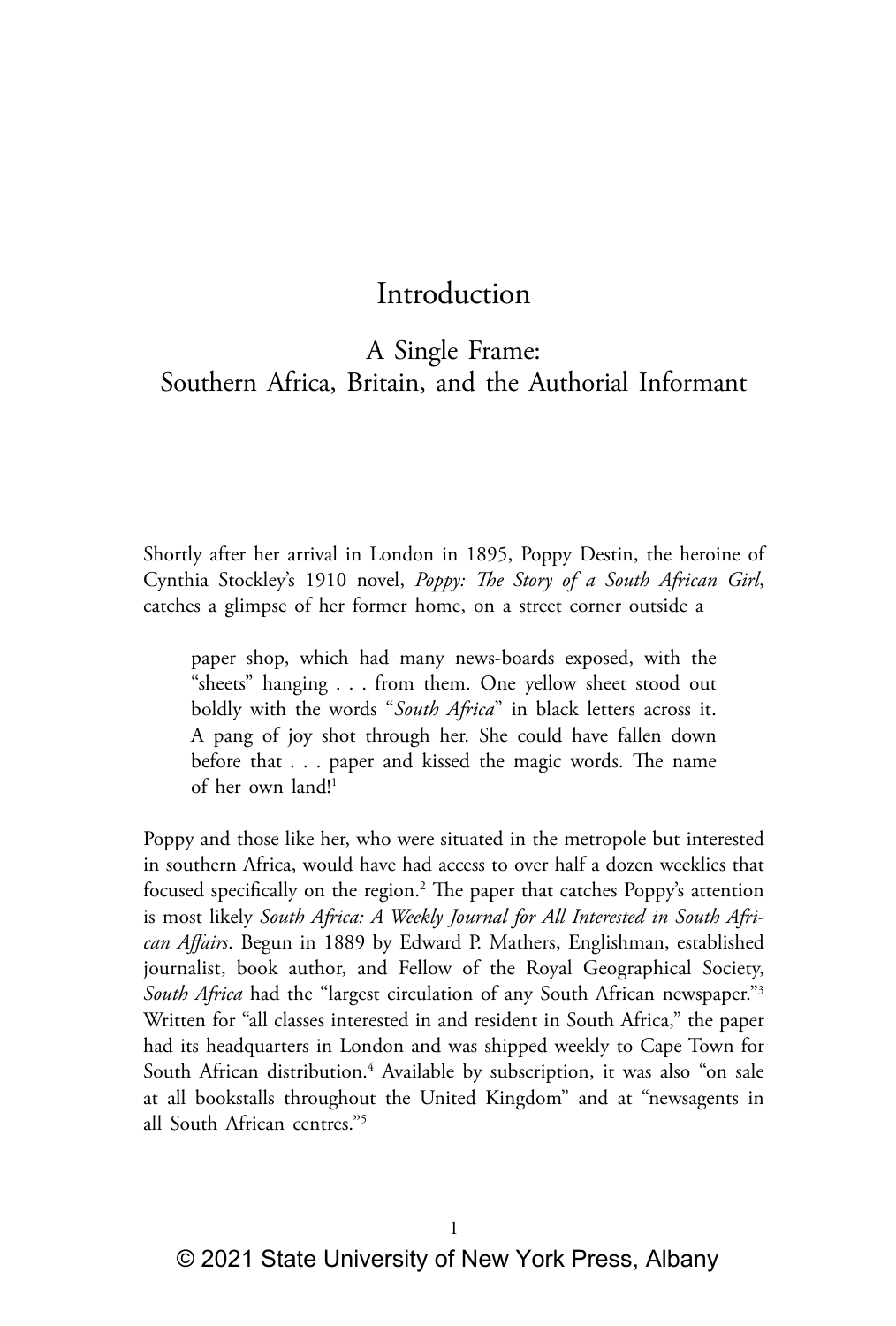# Introduction

## A Single Frame: Southern Africa, Britain, and the Authorial Informant

Shortly after her arrival in London in 1895, Poppy Destin, the heroine of Cynthia Stockley's 1910 novel, *Poppy: The Story of a South African Girl*, catches a glimpse of her former home, on a street corner outside a

> paper shop, which had many news-boards exposed, with the "sheets" hanging . . . from them. One yellow sheet stood out boldly with the words "*South Africa*" in black letters across it. A pang of joy shot through her. She could have fallen down before that . . . paper and kissed the magic words. The name of her own land![1]

Poppy and those like her, who were situated in the metropole but interested in southern Africa, would have had access to over half a dozen weeklies that focused specifically on the region.[2] The paper that catches Poppy's attention is most likely *South Africa: A Weekly Journal for All Interested in South African Affairs*. Begun in 1889 by Edward P. Mathers, Englishman, established journalist, book author, and Fellow of the Royal Geographical Society, *South Africa* had the "largest circulation of any South African newspaper."[3] Written for "all classes interested in and resident in South Africa," the paper had its headquarters in London and was shipped weekly to Cape Town for South African distribution.[4] Available by subscription, it was also "on sale at all bookstalls throughout the United Kingdom" and at "newsagents in all South African centres."[5]

© 2021 State University of New York Press, Albany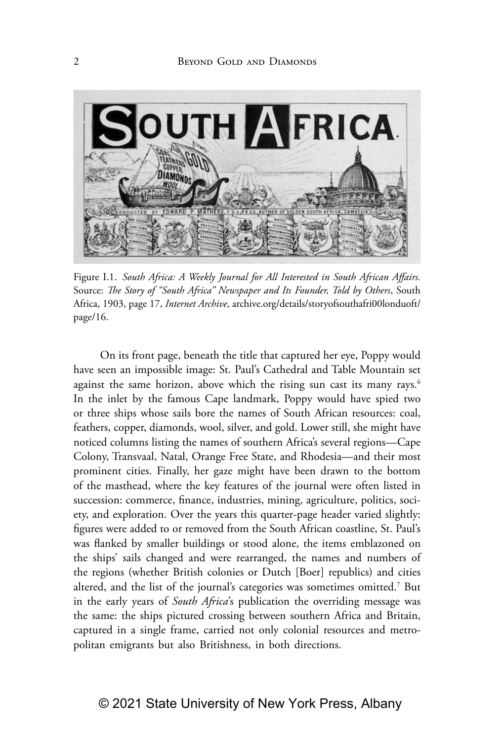Figure I.1. *South Africa: A Weekly Journal for All Interested in South African Affairs.* Source: *The Story of "South Africa" Newspaper and Its Founder, Told by Others*, South Africa, 1903, page 17, *Internet Archive*, archive.org/details/storyofsouthafri00londuoft/page/16.

On its front page, beneath the title that captured her eye, Poppy would have seen an impossible image: St. Paul's Cathedral and Table Mountain set against the same horizon, above which the rising sun cast its many rays.[6] In the inlet by the famous Cape landmark, Poppy would have spied two or three ships whose sails bore the names of South African resources: coal, feathers, copper, diamonds, wool, silver, and gold. Lower still, she might have noticed columns listing the names of southern Africa's several regions—Cape Colony, Transvaal, Natal, Orange Free State, and Rhodesia—and their most prominent cities. Finally, her gaze might have been drawn to the bottom of the masthead, where the key features of the journal were often listed in succession: commerce, finance, industries, mining, agriculture, politics, society, and exploration. Over the years this quarter-page header varied slightly: figures were added to or removed from the South African coastline, St. Paul's was flanked by smaller buildings or stood alone, the items emblazoned on the ships' sails changed and were rearranged, the names and numbers of the regions (whether British colonies or Dutch [Boer] republics) and cities altered, and the list of the journal's categories was sometimes omitted.[7] But in the early years of *South Africa*'s publication the overriding message was the same: the ships pictured crossing between southern Africa and Britain, captured in a single frame, carried not only colonial resources and metropolitan emigrants but also Britishness, in both directions.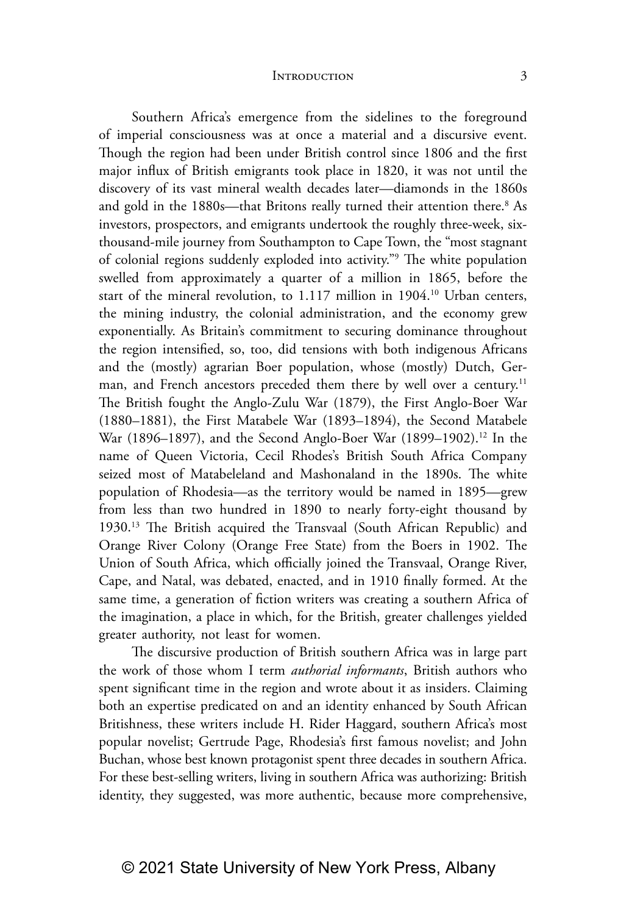Southern Africa's emergence from the sidelines to the foreground of imperial consciousness was at once a material and a discursive event. Though the region had been under British control since 1806 and the first major influx of British emigrants took place in 1820, it was not until the discovery of its vast mineral wealth decades later—diamonds in the 1860s and gold in the 1880s—that Britons really turned their attention there.[8] As investors, prospectors, and emigrants undertook the roughly three-week, six-thousand-mile journey from Southampton to Cape Town, the "most stagnant of colonial regions suddenly exploded into activity."[9] The white population swelled from approximately a quarter of a million in 1865, before the start of the mineral revolution, to 1.117 million in 1904.[10] Urban centers, the mining industry, the colonial administration, and the economy grew exponentially. As Britain's commitment to securing dominance throughout the region intensified, so, too, did tensions with both indigenous Africans and the (mostly) agrarian Boer population, whose (mostly) Dutch, German, and French ancestors preceded them there by well over a century.[11] The British fought the Anglo-Zulu War (1879), the First Anglo-Boer War (1880–1881), the First Matabele War (1893–1894), the Second Matabele War (1896–1897), and the Second Anglo-Boer War (1899–1902).[12] In the name of Queen Victoria, Cecil Rhodes's British South Africa Company seized most of Matabeleland and Mashonaland in the 1890s. The white population of Rhodesia—as the territory would be named in 1895—grew from less than two hundred in 1890 to nearly forty-eight thousand by 1930.[13] The British acquired the Transvaal (South African Republic) and Orange River Colony (Orange Free State) from the Boers in 1902. The Union of South Africa, which officially joined the Transvaal, Orange River, Cape, and Natal, was debated, enacted, and in 1910 finally formed. At the same time, a generation of fiction writers was creating a southern Africa of the imagination, a place in which, for the British, greater challenges yielded greater authority, not least for women.

The discursive production of British southern Africa was in large part the work of those whom I term *authorial informants*, British authors who spent significant time in the region and wrote about it as insiders. Claiming both an expertise predicated on and an identity enhanced by South African Britishness, these writers include H. Rider Haggard, southern Africa's most popular novelist; Gertrude Page, Rhodesia's first famous novelist; and John Buchan, whose best known protagonist spent three decades in southern Africa. For these best-selling writers, living in southern Africa was authorizing: British identity, they suggested, was more authentic, because more comprehensive,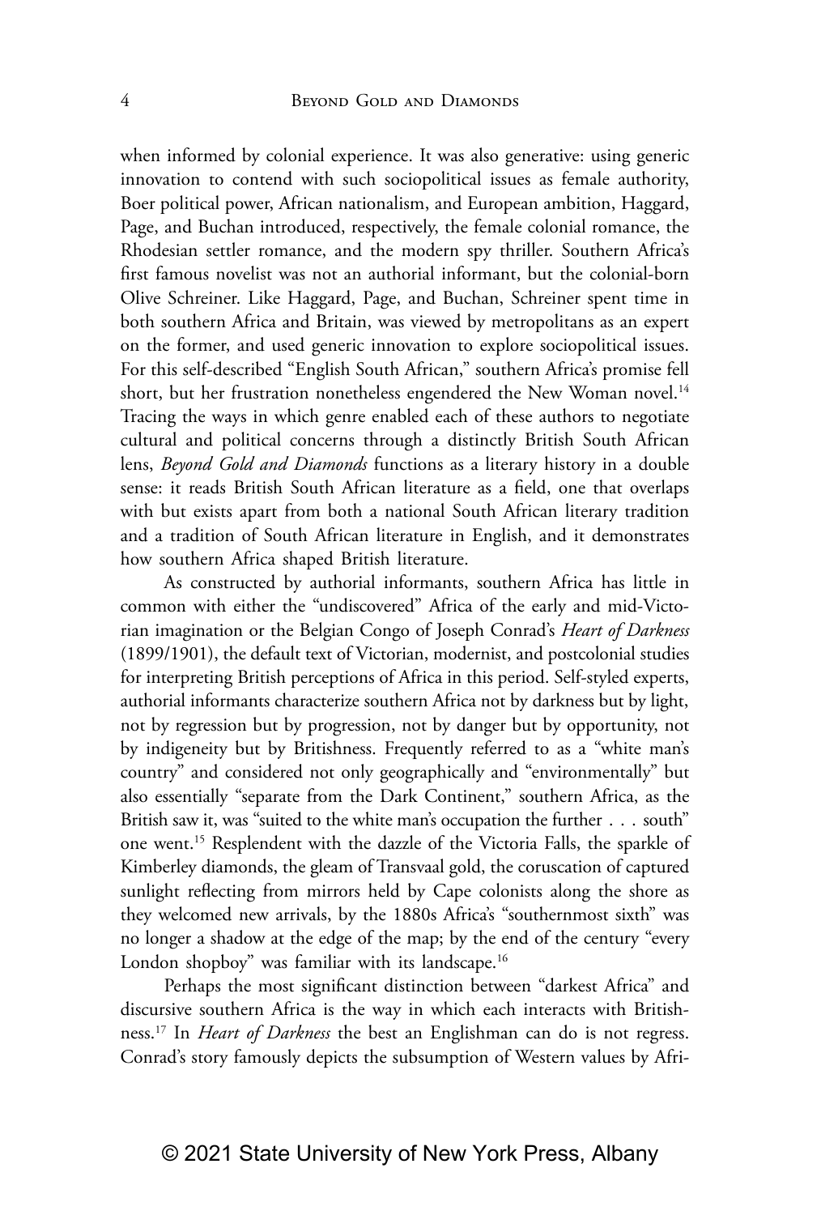when informed by colonial experience. It was also generative: using generic innovation to contend with such sociopolitical issues as female authority, Boer political power, African nationalism, and European ambition, Haggard, Page, and Buchan introduced, respectively, the female colonial romance, the Rhodesian settler romance, and the modern spy thriller. Southern Africa's first famous novelist was not an authorial informant, but the colonial-born Olive Schreiner. Like Haggard, Page, and Buchan, Schreiner spent time in both southern Africa and Britain, was viewed by metropolitans as an expert on the former, and used generic innovation to explore sociopolitical issues. For this self-described "English South African," southern Africa's promise fell short, but her frustration nonetheless engendered the New Woman novel.[14] Tracing the ways in which genre enabled each of these authors to negotiate cultural and political concerns through a distinctly British South African lens, *Beyond Gold and Diamonds* functions as a literary history in a double sense: it reads British South African literature as a field, one that overlaps with but exists apart from both a national South African literary tradition and a tradition of South African literature in English, and it demonstrates how southern Africa shaped British literature.

As constructed by authorial informants, southern Africa has little in common with either the "undiscovered" Africa of the early and mid-Victorian imagination or the Belgian Congo of Joseph Conrad's *Heart of Darkness* (1899/1901), the default text of Victorian, modernist, and postcolonial studies for interpreting British perceptions of Africa in this period. Self-styled experts, authorial informants characterize southern Africa not by darkness but by light, not by regression but by progression, not by danger but by opportunity, not by indigeneity but by Britishness. Frequently referred to as a "white man's country" and considered not only geographically and "environmentally" but also essentially "separate from the Dark Continent," southern Africa, as the British saw it, was "suited to the white man's occupation the further . . . south" one went.[15] Resplendent with the dazzle of the Victoria Falls, the sparkle of Kimberley diamonds, the gleam of Transvaal gold, the coruscation of captured sunlight reflecting from mirrors held by Cape colonists along the shore as they welcomed new arrivals, by the 1880s Africa's "southernmost sixth" was no longer a shadow at the edge of the map; by the end of the century "every London shopboy" was familiar with its landscape.[16]

Perhaps the most significant distinction between "darkest Africa" and discursive southern Africa is the way in which each interacts with Britishness.[17] In *Heart of Darkness* the best an Englishman can do is not regress. Conrad's story famously depicts the subsumption of Western values by Afri-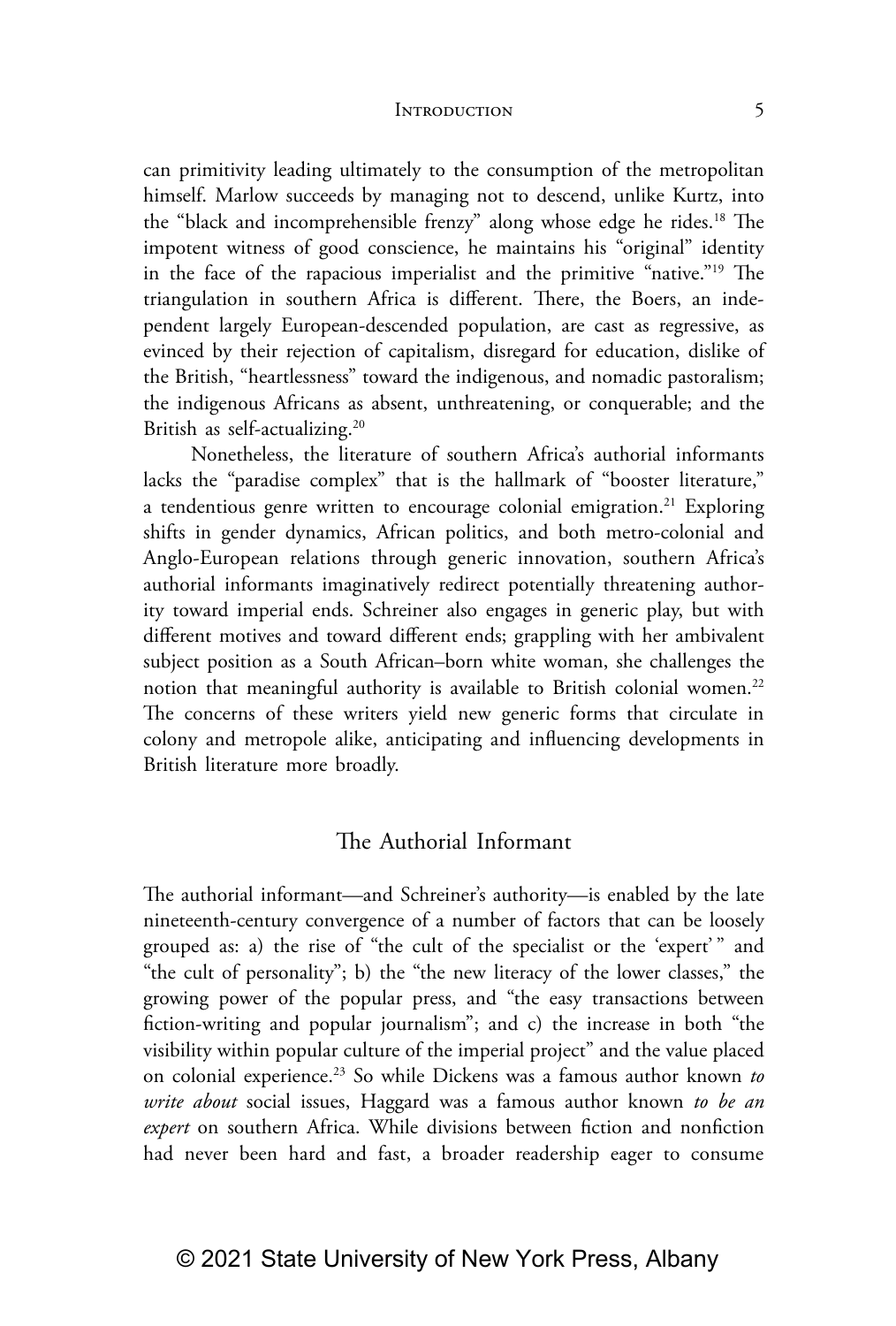can primitivity leading ultimately to the consumption of the metropolitan himself. Marlow succeeds by managing not to descend, unlike Kurtz, into the "black and incomprehensible frenzy" along whose edge he rides.[18] The impotent witness of good conscience, he maintains his "original" identity in the face of the rapacious imperialist and the primitive "native."[19] The triangulation in southern Africa is different. There, the Boers, an independent largely European-descended population, are cast as regressive, as evinced by their rejection of capitalism, disregard for education, dislike of the British, "heartlessness" toward the indigenous, and nomadic pastoralism; the indigenous Africans as absent, unthreatening, or conquerable; and the British as self-actualizing.[20]

Nonetheless, the literature of southern Africa's authorial informants lacks the "paradise complex" that is the hallmark of "booster literature," a tendentious genre written to encourage colonial emigration.[21] Exploring shifts in gender dynamics, African politics, and both metro-colonial and Anglo-European relations through generic innovation, southern Africa's authorial informants imaginatively redirect potentially threatening authority toward imperial ends. Schreiner also engages in generic play, but with different motives and toward different ends; grappling with her ambivalent subject position as a South African–born white woman, she challenges the notion that meaningful authority is available to British colonial women.[22] The concerns of these writers yield new generic forms that circulate in colony and metropole alike, anticipating and influencing developments in British literature more broadly.

## The Authorial Informant

The authorial informant—and Schreiner's authority—is enabled by the late nineteenth-century convergence of a number of factors that can be loosely grouped as: a) the rise of "the cult of the specialist or the 'expert' " and "the cult of personality"; b) the "the new literacy of the lower classes," the growing power of the popular press, and "the easy transactions between fiction-writing and popular journalism"; and c) the increase in both "the visibility within popular culture of the imperial project" and the value placed on colonial experience.[23] So while Dickens was a famous author known *to write about* social issues, Haggard was a famous author known *to be an expert* on southern Africa. While divisions between fiction and nonfiction had never been hard and fast, a broader readership eager to consume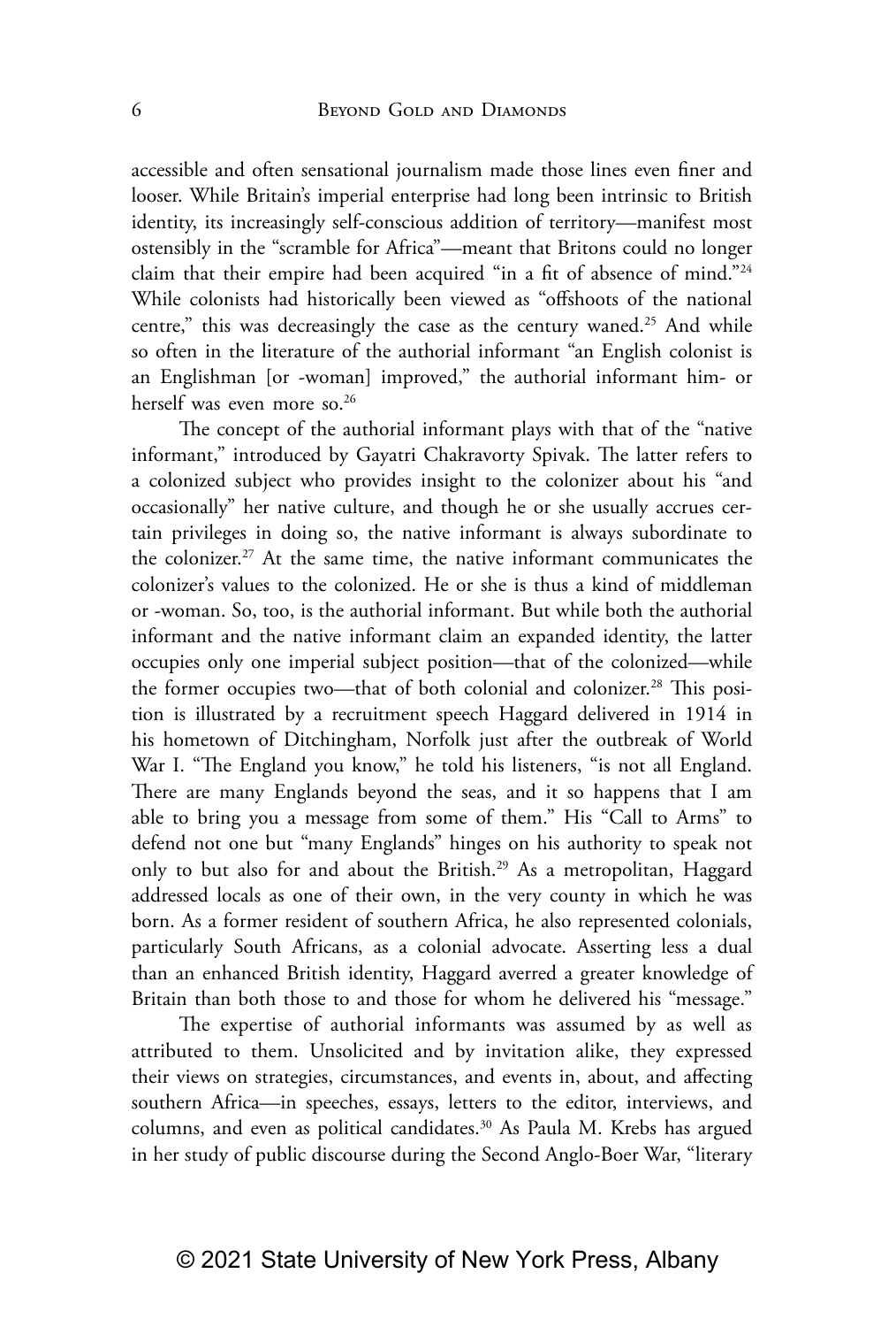accessible and often sensational journalism made those lines even finer and looser. While Britain's imperial enterprise had long been intrinsic to British identity, its increasingly self-conscious addition of territory—manifest most ostensibly in the "scramble for Africa"—meant that Britons could no longer claim that their empire had been acquired "in a fit of absence of mind."[24] While colonists had historically been viewed as "offshoots of the national centre," this was decreasingly the case as the century waned.[25] And while so often in the literature of the authorial informant "an English colonist is an Englishman [or -woman] improved," the authorial informant him- or herself was even more so.[26]

The concept of the authorial informant plays with that of the "native informant," introduced by Gayatri Chakravorty Spivak. The latter refers to a colonized subject who provides insight to the colonizer about his "and occasionally" her native culture, and though he or she usually accrues certain privileges in doing so, the native informant is always subordinate to the colonizer.[27] At the same time, the native informant communicates the colonizer's values to the colonized. He or she is thus a kind of middleman or -woman. So, too, is the authorial informant. But while both the authorial informant and the native informant claim an expanded identity, the latter occupies only one imperial subject position—that of the colonized—while the former occupies two—that of both colonial and colonizer.[28] This position is illustrated by a recruitment speech Haggard delivered in 1914 in his hometown of Ditchingham, Norfolk just after the outbreak of World War I. "The England you know," he told his listeners, "is not all England. There are many Englands beyond the seas, and it so happens that I am able to bring you a message from some of them." His "Call to Arms" to defend not one but "many Englands" hinges on his authority to speak not only to but also for and about the British.[29] As a metropolitan, Haggard addressed locals as one of their own, in the very county in which he was born. As a former resident of southern Africa, he also represented colonials, particularly South Africans, as a colonial advocate. Asserting less a dual than an enhanced British identity, Haggard averred a greater knowledge of Britain than both those to and those for whom he delivered his "message."

The expertise of authorial informants was assumed by as well as attributed to them. Unsolicited and by invitation alike, they expressed their views on strategies, circumstances, and events in, about, and affecting southern Africa—in speeches, essays, letters to the editor, interviews, and columns, and even as political candidates.[30] As Paula M. Krebs has argued in her study of public discourse during the Second Anglo-Boer War, "literary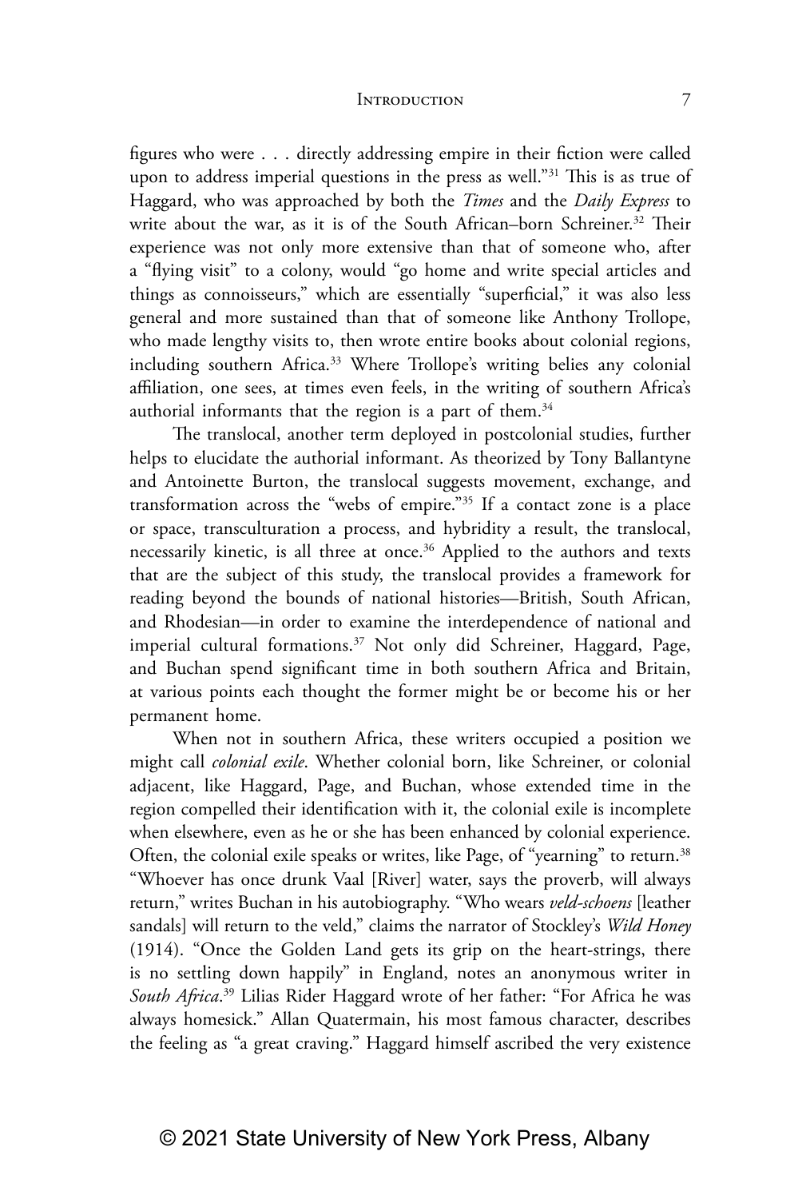figures who were . . . directly addressing empire in their fiction were called upon to address imperial questions in the press as well."[31] This is as true of Haggard, who was approached by both the *Times* and the *Daily Express* to write about the war, as it is of the South African–born Schreiner.[32] Their experience was not only more extensive than that of someone who, after a "flying visit" to a colony, would "go home and write special articles and things as connoisseurs," which are essentially "superficial," it was also less general and more sustained than that of someone like Anthony Trollope, who made lengthy visits to, then wrote entire books about colonial regions, including southern Africa.[33] Where Trollope's writing belies any colonial affiliation, one sees, at times even feels, in the writing of southern Africa's authorial informants that the region is a part of them.[34]

The translocal, another term deployed in postcolonial studies, further helps to elucidate the authorial informant. As theorized by Tony Ballantyne and Antoinette Burton, the translocal suggests movement, exchange, and transformation across the "webs of empire."[35] If a contact zone is a place or space, transculturation a process, and hybridity a result, the translocal, necessarily kinetic, is all three at once.[36] Applied to the authors and texts that are the subject of this study, the translocal provides a framework for reading beyond the bounds of national histories—British, South African, and Rhodesian—in order to examine the interdependence of national and imperial cultural formations.[37] Not only did Schreiner, Haggard, Page, and Buchan spend significant time in both southern Africa and Britain, at various points each thought the former might be or become his or her permanent home.

When not in southern Africa, these writers occupied a position we might call *colonial exile*. Whether colonial born, like Schreiner, or colonial adjacent, like Haggard, Page, and Buchan, whose extended time in the region compelled their identification with it, the colonial exile is incomplete when elsewhere, even as he or she has been enhanced by colonial experience. Often, the colonial exile speaks or writes, like Page, of "yearning" to return.[38] "Whoever has once drunk Vaal [River] water, says the proverb, will always return," writes Buchan in his autobiography. "Who wears *veld-schoens* [leather sandals] will return to the veld," claims the narrator of Stockley's *Wild Honey* (1914). "Once the Golden Land gets its grip on the heart-strings, there is no settling down happily" in England, notes an anonymous writer in *South Africa*.[39] Lilias Rider Haggard wrote of her father: "For Africa he was always homesick." Allan Quatermain, his most famous character, describes the feeling as "a great craving." Haggard himself ascribed the very existence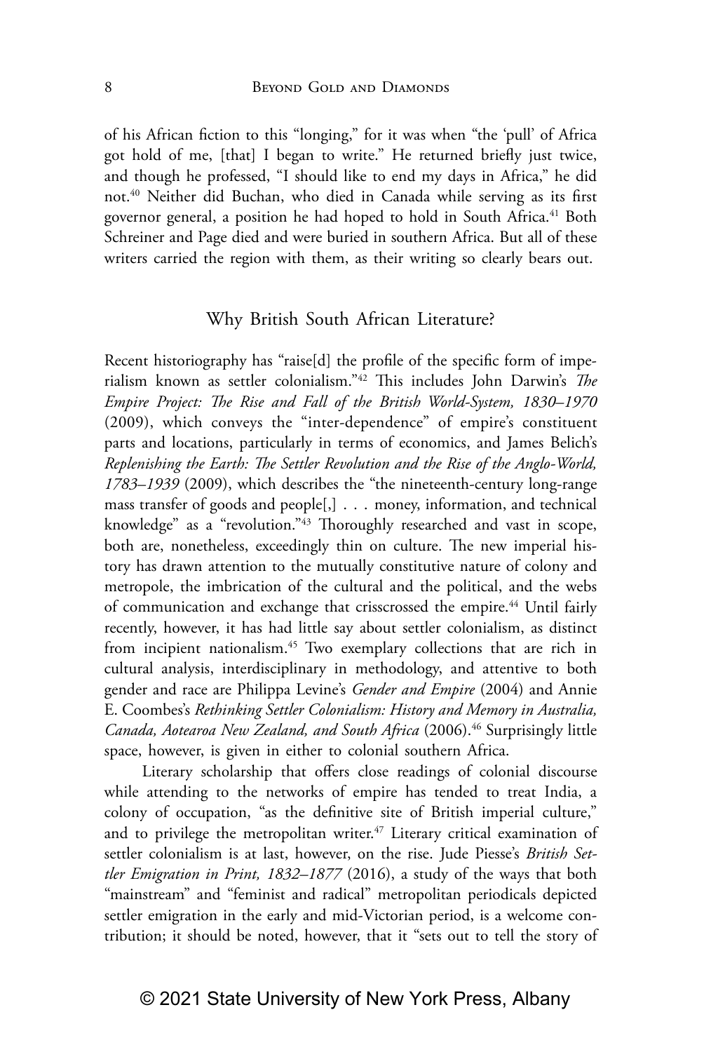of his African fiction to this "longing," for it was when "the 'pull' of Africa got hold of me, [that] I began to write." He returned briefly just twice, and though he professed, "I should like to end my days in Africa," he did not.[40] Neither did Buchan, who died in Canada while serving as its first governor general, a position he had hoped to hold in South Africa.[41] Both Schreiner and Page died and were buried in southern Africa. But all of these writers carried the region with them, as their writing so clearly bears out.

## Why British South African Literature?

Recent historiography has "raise[d] the profile of the specific form of imperialism known as settler colonialism."[42] This includes John Darwin's *The Empire Project: The Rise and Fall of the British World-System, 1830–1970* (2009), which conveys the "inter-dependence" of empire's constituent parts and locations, particularly in terms of economics, and James Belich's *Replenishing the Earth: The Settler Revolution and the Rise of the Anglo-World, 1783–1939* (2009), which describes the "the nineteenth-century long-range mass transfer of goods and people[,] . . . money, information, and technical knowledge" as a "revolution."[43] Thoroughly researched and vast in scope, both are, nonetheless, exceedingly thin on culture. The new imperial history has drawn attention to the mutually constitutive nature of colony and metropole, the imbrication of the cultural and the political, and the webs of communication and exchange that crisscrossed the empire.[44] Until fairly recently, however, it has had little say about settler colonialism, as distinct from incipient nationalism.[45] Two exemplary collections that are rich in cultural analysis, interdisciplinary in methodology, and attentive to both gender and race are Philippa Levine's *Gender and Empire* (2004) and Annie E. Coombes's *Rethinking Settler Colonialism: History and Memory in Australia, Canada, Aotearoa New Zealand, and South Africa* (2006).[46] Surprisingly little space, however, is given in either to colonial southern Africa.

Literary scholarship that offers close readings of colonial discourse while attending to the networks of empire has tended to treat India, a colony of occupation, "as the definitive site of British imperial culture," and to privilege the metropolitan writer.[47] Literary critical examination of settler colonialism is at last, however, on the rise. Jude Piesse's *British Settler Emigration in Print, 1832–1877* (2016), a study of the ways that both "mainstream" and "feminist and radical" metropolitan periodicals depicted settler emigration in the early and mid-Victorian period, is a welcome contribution; it should be noted, however, that it "sets out to tell the story of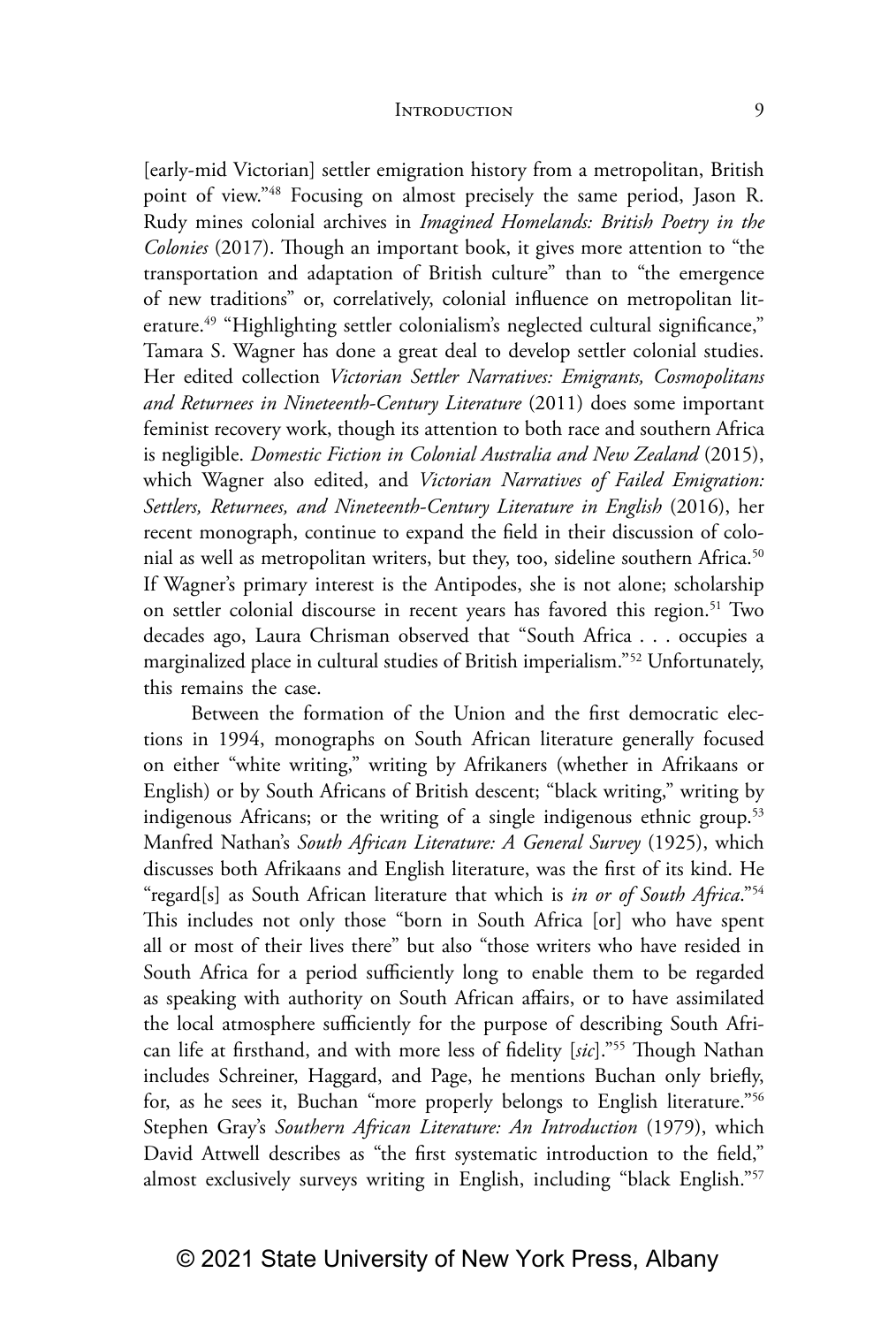[early-mid Victorian] settler emigration history from a metropolitan, British point of view."[48] Focusing on almost precisely the same period, Jason R. Rudy mines colonial archives in *Imagined Homelands: British Poetry in the Colonies* (2017). Though an important book, it gives more attention to "the transportation and adaptation of British culture" than to "the emergence of new traditions" or, correlatively, colonial influence on metropolitan literature.[49] "Highlighting settler colonialism's neglected cultural significance," Tamara S. Wagner has done a great deal to develop settler colonial studies. Her edited collection *Victorian Settler Narratives: Emigrants, Cosmopolitans and Returnees in Nineteenth-Century Literature* (2011) does some important feminist recovery work, though its attention to both race and southern Africa is negligible. *Domestic Fiction in Colonial Australia and New Zealand* (2015), which Wagner also edited, and *Victorian Narratives of Failed Emigration: Settlers, Returnees, and Nineteenth-Century Literature in English* (2016), her recent monograph, continue to expand the field in their discussion of colonial as well as metropolitan writers, but they, too, sideline southern Africa.[50] If Wagner's primary interest is the Antipodes, she is not alone; scholarship on settler colonial discourse in recent years has favored this region.[51] Two decades ago, Laura Chrisman observed that "South Africa . . . occupies a marginalized place in cultural studies of British imperialism."[52] Unfortunately, this remains the case.

Between the formation of the Union and the first democratic elections in 1994, monographs on South African literature generally focused on either "white writing," writing by Afrikaners (whether in Afrikaans or English) or by South Africans of British descent; "black writing," writing by indigenous Africans; or the writing of a single indigenous ethnic group.[53] Manfred Nathan's *South African Literature: A General Survey* (1925), which discusses both Afrikaans and English literature, was the first of its kind. He "regard[s] as South African literature that which is *in or of South Africa*."[54] This includes not only those "born in South Africa [or] who have spent all or most of their lives there" but also "those writers who have resided in South Africa for a period sufficiently long to enable them to be regarded as speaking with authority on South African affairs, or to have assimilated the local atmosphere sufficiently for the purpose of describing South African life at firsthand, and with more less of fidelity [*sic*]."[55] Though Nathan includes Schreiner, Haggard, and Page, he mentions Buchan only briefly, for, as he sees it, Buchan "more properly belongs to English literature."[56] Stephen Gray's *Southern African Literature: An Introduction* (1979), which David Attwell describes as "the first systematic introduction to the field," almost exclusively surveys writing in English, including "black English."[57]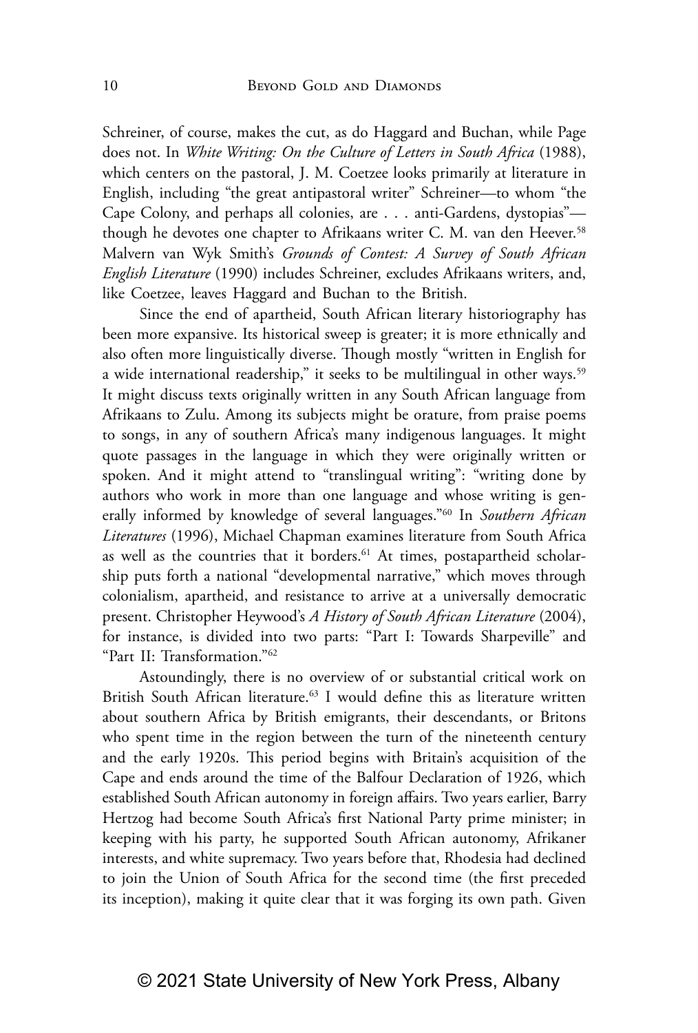Schreiner, of course, makes the cut, as do Haggard and Buchan, while Page does not. In *White Writing: On the Culture of Letters in South Africa* (1988), which centers on the pastoral, J. M. Coetzee looks primarily at literature in English, including "the great antipastoral writer" Schreiner—to whom "the Cape Colony, and perhaps all colonies, are . . . anti-Gardens, dystopias"—though he devotes one chapter to Afrikaans writer C. M. van den Heever.[58] Malvern van Wyk Smith's *Grounds of Contest: A Survey of South African English Literature* (1990) includes Schreiner, excludes Afrikaans writers, and, like Coetzee, leaves Haggard and Buchan to the British.

Since the end of apartheid, South African literary historiography has been more expansive. Its historical sweep is greater; it is more ethnically and also often more linguistically diverse. Though mostly "written in English for a wide international readership," it seeks to be multilingual in other ways.[59] It might discuss texts originally written in any South African language from Afrikaans to Zulu. Among its subjects might be orature, from praise poems to songs, in any of southern Africa's many indigenous languages. It might quote passages in the language in which they were originally written or spoken. And it might attend to "translingual writing": "writing done by authors who work in more than one language and whose writing is generally informed by knowledge of several languages."[60] In *Southern African Literatures* (1996), Michael Chapman examines literature from South Africa as well as the countries that it borders.[61] At times, postapartheid scholarship puts forth a national "developmental narrative," which moves through colonialism, apartheid, and resistance to arrive at a universally democratic present. Christopher Heywood's *A History of South African Literature* (2004), for instance, is divided into two parts: "Part I: Towards Sharpeville" and "Part II: Transformation."[62]

Astoundingly, there is no overview of or substantial critical work on British South African literature.[63] I would define this as literature written about southern Africa by British emigrants, their descendants, or Britons who spent time in the region between the turn of the nineteenth century and the early 1920s. This period begins with Britain's acquisition of the Cape and ends around the time of the Balfour Declaration of 1926, which established South African autonomy in foreign affairs. Two years earlier, Barry Hertzog had become South Africa's first National Party prime minister; in keeping with his party, he supported South African autonomy, Afrikaner interests, and white supremacy. Two years before that, Rhodesia had declined to join the Union of South Africa for the second time (the first preceded its inception), making it quite clear that it was forging its own path. Given

© 2021 State University of New York Press, Albany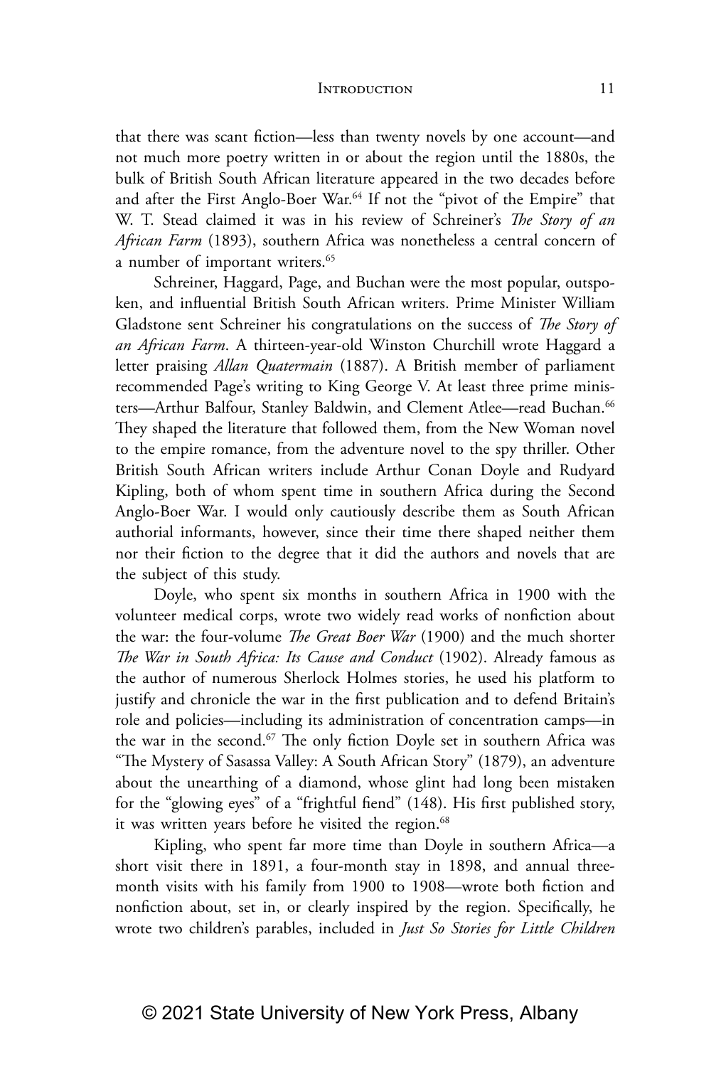that there was scant fiction—less than twenty novels by one account—and not much more poetry written in or about the region until the 1880s, the bulk of British South African literature appeared in the two decades before and after the First Anglo-Boer War.[64] If not the "pivot of the Empire" that W. T. Stead claimed it was in his review of Schreiner's *The Story of an African Farm* (1893), southern Africa was nonetheless a central concern of a number of important writers.[65]

Schreiner, Haggard, Page, and Buchan were the most popular, outspoken, and influential British South African writers. Prime Minister William Gladstone sent Schreiner his congratulations on the success of *The Story of an African Farm*. A thirteen-year-old Winston Churchill wrote Haggard a letter praising *Allan Quatermain* (1887). A British member of parliament recommended Page's writing to King George V. At least three prime ministers—Arthur Balfour, Stanley Baldwin, and Clement Atlee—read Buchan.[66] They shaped the literature that followed them, from the New Woman novel to the empire romance, from the adventure novel to the spy thriller. Other British South African writers include Arthur Conan Doyle and Rudyard Kipling, both of whom spent time in southern Africa during the Second Anglo-Boer War. I would only cautiously describe them as South African authorial informants, however, since their time there shaped neither them nor their fiction to the degree that it did the authors and novels that are the subject of this study.

Doyle, who spent six months in southern Africa in 1900 with the volunteer medical corps, wrote two widely read works of nonfiction about the war: the four-volume *The Great Boer War* (1900) and the much shorter *The War in South Africa: Its Cause and Conduct* (1902). Already famous as the author of numerous Sherlock Holmes stories, he used his platform to justify and chronicle the war in the first publication and to defend Britain's role and policies—including its administration of concentration camps—in the war in the second.[67] The only fiction Doyle set in southern Africa was "The Mystery of Sasassa Valley: A South African Story" (1879), an adventure about the unearthing of a diamond, whose glint had long been mistaken for the "glowing eyes" of a "frightful fiend" (148). His first published story, it was written years before he visited the region.[68]

Kipling, who spent far more time than Doyle in southern Africa—a short visit there in 1891, a four-month stay in 1898, and annual three-month visits with his family from 1900 to 1908—wrote both fiction and nonfiction about, set in, or clearly inspired by the region. Specifically, he wrote two children's parables, included in *Just So Stories for Little Children*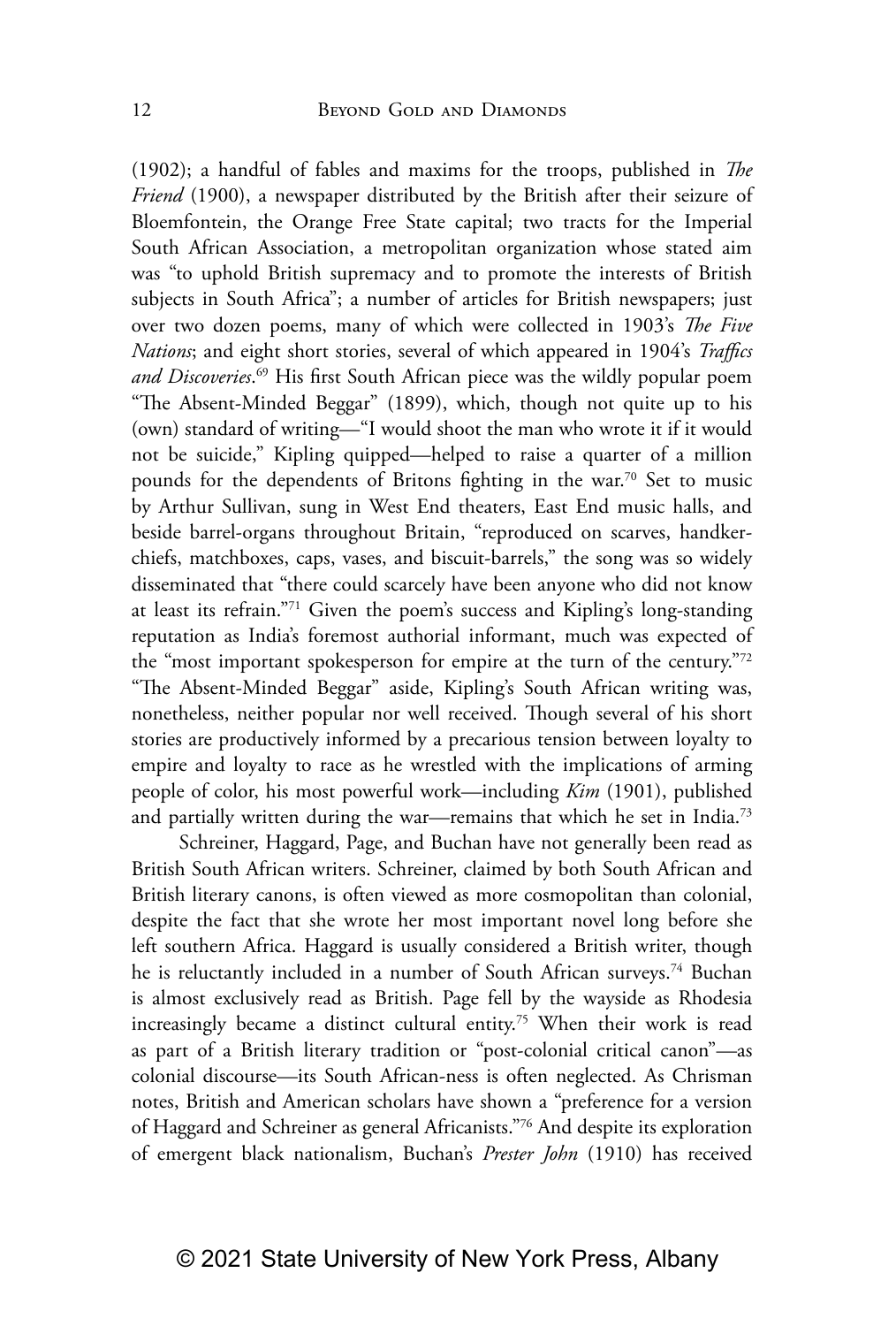(1902); a handful of fables and maxims for the troops, published in *The Friend* (1900), a newspaper distributed by the British after their seizure of Bloemfontein, the Orange Free State capital; two tracts for the Imperial South African Association, a metropolitan organization whose stated aim was "to uphold British supremacy and to promote the interests of British subjects in South Africa"; a number of articles for British newspapers; just over two dozen poems, many of which were collected in 1903's *The Five Nations*; and eight short stories, several of which appeared in 1904's *Traffics and Discoveries*.[69] His first South African piece was the wildly popular poem "The Absent-Minded Beggar" (1899), which, though not quite up to his (own) standard of writing—"I would shoot the man who wrote it if it would not be suicide," Kipling quipped—helped to raise a quarter of a million pounds for the dependents of Britons fighting in the war.[70] Set to music by Arthur Sullivan, sung in West End theaters, East End music halls, and beside barrel-organs throughout Britain, "reproduced on scarves, handkerchiefs, matchboxes, caps, vases, and biscuit-barrels," the song was so widely disseminated that "there could scarcely have been anyone who did not know at least its refrain."[71] Given the poem's success and Kipling's long-standing reputation as India's foremost authorial informant, much was expected of the "most important spokesperson for empire at the turn of the century."[72] "The Absent-Minded Beggar" aside, Kipling's South African writing was, nonetheless, neither popular nor well received. Though several of his short stories are productively informed by a precarious tension between loyalty to empire and loyalty to race as he wrestled with the implications of arming people of color, his most powerful work—including *Kim* (1901), published and partially written during the war—remains that which he set in India.[73]

Schreiner, Haggard, Page, and Buchan have not generally been read as British South African writers. Schreiner, claimed by both South African and British literary canons, is often viewed as more cosmopolitan than colonial, despite the fact that she wrote her most important novel long before she left southern Africa. Haggard is usually considered a British writer, though he is reluctantly included in a number of South African surveys.[74] Buchan is almost exclusively read as British. Page fell by the wayside as Rhodesia increasingly became a distinct cultural entity.[75] When their work is read as part of a British literary tradition or "post-colonial critical canon"—as colonial discourse—its South African-ness is often neglected. As Chrisman notes, British and American scholars have shown a "preference for a version of Haggard and Schreiner as general Africanists."[76] And despite its exploration of emergent black nationalism, Buchan's *Prester John* (1910) has received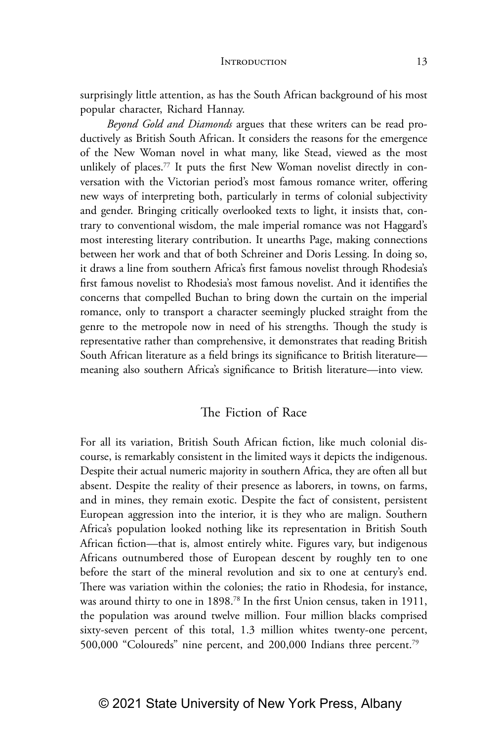surprisingly little attention, as has the South African background of his most popular character, Richard Hannay.

*Beyond Gold and Diamonds* argues that these writers can be read productively as British South African. It considers the reasons for the emergence of the New Woman novel in what many, like Stead, viewed as the most unlikely of places.[77] It puts the first New Woman novelist directly in conversation with the Victorian period's most famous romance writer, offering new ways of interpreting both, particularly in terms of colonial subjectivity and gender. Bringing critically overlooked texts to light, it insists that, contrary to conventional wisdom, the male imperial romance was not Haggard's most interesting literary contribution. It unearths Page, making connections between her work and that of both Schreiner and Doris Lessing. In doing so, it draws a line from southern Africa's first famous novelist through Rhodesia's first famous novelist to Rhodesia's most famous novelist. And it identifies the concerns that compelled Buchan to bring down the curtain on the imperial romance, only to transport a character seemingly plucked straight from the genre to the metropole now in need of his strengths. Though the study is representative rather than comprehensive, it demonstrates that reading British South African literature as a field brings its significance to British literature—meaning also southern Africa's significance to British literature—into view.

## The Fiction of Race

For all its variation, British South African fiction, like much colonial discourse, is remarkably consistent in the limited ways it depicts the indigenous. Despite their actual numeric majority in southern Africa, they are often all but absent. Despite the reality of their presence as laborers, in towns, on farms, and in mines, they remain exotic. Despite the fact of consistent, persistent European aggression into the interior, it is they who are malign. Southern Africa's population looked nothing like its representation in British South African fiction—that is, almost entirely white. Figures vary, but indigenous Africans outnumbered those of European descent by roughly ten to one before the start of the mineral revolution and six to one at century's end. There was variation within the colonies; the ratio in Rhodesia, for instance, was around thirty to one in 1898.[78] In the first Union census, taken in 1911, the population was around twelve million. Four million blacks comprised sixty-seven percent of this total, 1.3 million whites twenty-one percent, 500,000 "Coloureds" nine percent, and 200,000 Indians three percent.[79]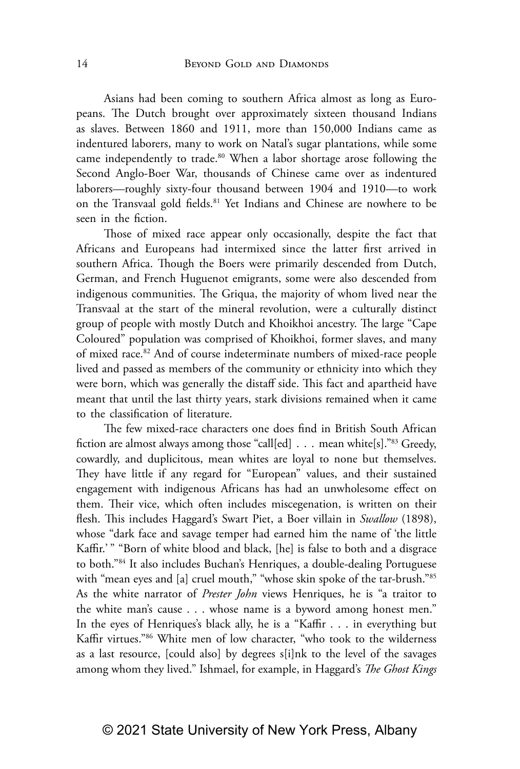Asians had been coming to southern Africa almost as long as Europeans. The Dutch brought over approximately sixteen thousand Indians as slaves. Between 1860 and 1911, more than 150,000 Indians came as indentured laborers, many to work on Natal's sugar plantations, while some came independently to trade.[80] When a labor shortage arose following the Second Anglo-Boer War, thousands of Chinese came over as indentured laborers—roughly sixty-four thousand between 1904 and 1910—to work on the Transvaal gold fields.[81] Yet Indians and Chinese are nowhere to be seen in the fiction.

Those of mixed race appear only occasionally, despite the fact that Africans and Europeans had intermixed since the latter first arrived in southern Africa. Though the Boers were primarily descended from Dutch, German, and French Huguenot emigrants, some were also descended from indigenous communities. The Griqua, the majority of whom lived near the Transvaal at the start of the mineral revolution, were a culturally distinct group of people with mostly Dutch and Khoikhoi ancestry. The large "Cape Coloured" population was comprised of Khoikhoi, former slaves, and many of mixed race.[82] And of course indeterminate numbers of mixed-race people lived and passed as members of the community or ethnicity into which they were born, which was generally the distaff side. This fact and apartheid have meant that until the last thirty years, stark divisions remained when it came to the classification of literature.

The few mixed-race characters one does find in British South African fiction are almost always among those "call[ed] . . . mean white[s]."[83] Greedy, cowardly, and duplicitous, mean whites are loyal to none but themselves. They have little if any regard for "European" values, and their sustained engagement with indigenous Africans has had an unwholesome effect on them. Their vice, which often includes miscegenation, is written on their flesh. This includes Haggard's Swart Piet, a Boer villain in *Swallow* (1898), whose "dark face and savage temper had earned him the name of 'the little Kaffir.' " "Born of white blood and black, [he] is false to both and a disgrace to both."[84] It also includes Buchan's Henriques, a double-dealing Portuguese with "mean eyes and [a] cruel mouth," "whose skin spoke of the tar-brush."[85] As the white narrator of *Prester John* views Henriques, he is "a traitor to the white man's cause . . . whose name is a byword among honest men." In the eyes of Henriques's black ally, he is a "Kaffir . . . in everything but Kaffir virtues."[86] White men of low character, "who took to the wilderness as a last resource, [could also] by degrees s[i]nk to the level of the savages among whom they lived." Ishmael, for example, in Haggard's *The Ghost Kings*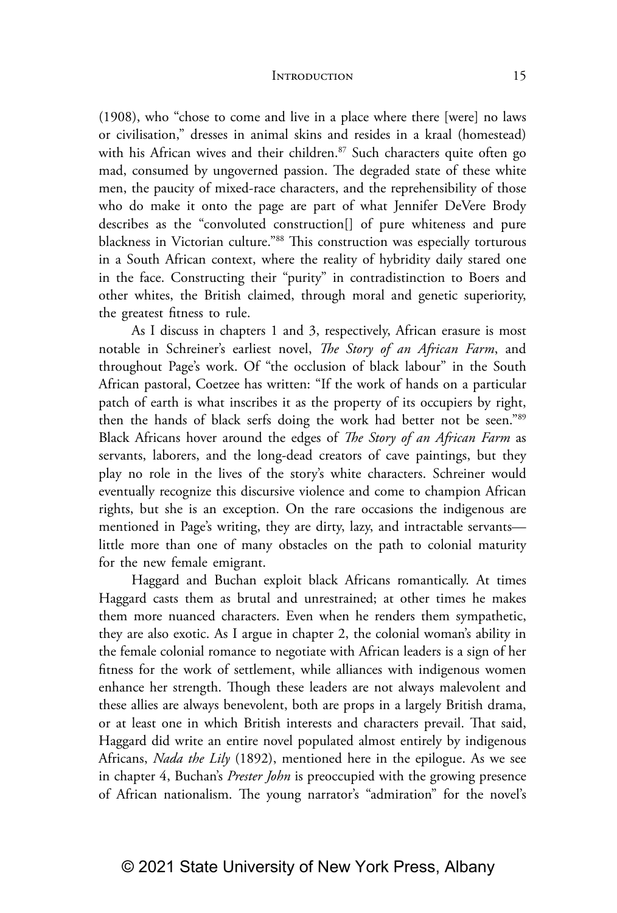(1908), who "chose to come and live in a place where there [were] no laws or civilisation," dresses in animal skins and resides in a kraal (homestead) with his African wives and their children.[87] Such characters quite often go mad, consumed by ungoverned passion. The degraded state of these white men, the paucity of mixed-race characters, and the reprehensibility of those who do make it onto the page are part of what Jennifer DeVere Brody describes as the "convoluted construction[] of pure whiteness and pure blackness in Victorian culture."[88] This construction was especially torturous in a South African context, where the reality of hybridity daily stared one in the face. Constructing their "purity" in contradistinction to Boers and other whites, the British claimed, through moral and genetic superiority, the greatest fitness to rule.

As I discuss in chapters 1 and 3, respectively, African erasure is most notable in Schreiner's earliest novel, *The Story of an African Farm*, and throughout Page's work. Of "the occlusion of black labour" in the South African pastoral, Coetzee has written: "If the work of hands on a particular patch of earth is what inscribes it as the property of its occupiers by right, then the hands of black serfs doing the work had better not be seen."[89] Black Africans hover around the edges of *The Story of an African Farm* as servants, laborers, and the long-dead creators of cave paintings, but they play no role in the lives of the story's white characters. Schreiner would eventually recognize this discursive violence and come to champion African rights, but she is an exception. On the rare occasions the indigenous are mentioned in Page's writing, they are dirty, lazy, and intractable servants—little more than one of many obstacles on the path to colonial maturity for the new female emigrant.

Haggard and Buchan exploit black Africans romantically. At times Haggard casts them as brutal and unrestrained; at other times he makes them more nuanced characters. Even when he renders them sympathetic, they are also exotic. As I argue in chapter 2, the colonial woman's ability in the female colonial romance to negotiate with African leaders is a sign of her fitness for the work of settlement, while alliances with indigenous women enhance her strength. Though these leaders are not always malevolent and these allies are always benevolent, both are props in a largely British drama, or at least one in which British interests and characters prevail. That said, Haggard did write an entire novel populated almost entirely by indigenous Africans, *Nada the Lily* (1892), mentioned here in the epilogue. As we see in chapter 4, Buchan's *Prester John* is preoccupied with the growing presence of African nationalism. The young narrator's "admiration" for the novel's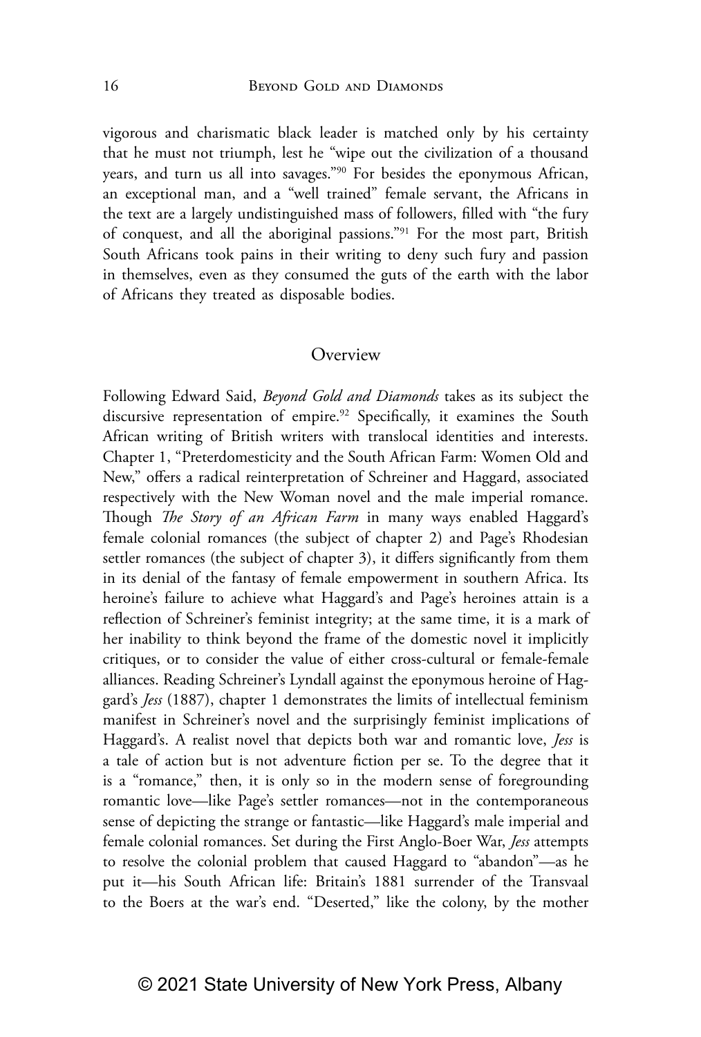vigorous and charismatic black leader is matched only by his certainty that he must not triumph, lest he "wipe out the civilization of a thousand years, and turn us all into savages."[90] For besides the eponymous African, an exceptional man, and a "well trained" female servant, the Africans in the text are a largely undistinguished mass of followers, filled with "the fury of conquest, and all the aboriginal passions."[91] For the most part, British South Africans took pains in their writing to deny such fury and passion in themselves, even as they consumed the guts of the earth with the labor of Africans they treated as disposable bodies.

## Overview

Following Edward Said, *Beyond Gold and Diamonds* takes as its subject the discursive representation of empire.[92] Specifically, it examines the South African writing of British writers with translocal identities and interests. Chapter 1, "Preterdomesticity and the South African Farm: Women Old and New," offers a radical reinterpretation of Schreiner and Haggard, associated respectively with the New Woman novel and the male imperial romance. Though *The Story of an African Farm* in many ways enabled Haggard's female colonial romances (the subject of chapter 2) and Page's Rhodesian settler romances (the subject of chapter 3), it differs significantly from them in its denial of the fantasy of female empowerment in southern Africa. Its heroine's failure to achieve what Haggard's and Page's heroines attain is a reflection of Schreiner's feminist integrity; at the same time, it is a mark of her inability to think beyond the frame of the domestic novel it implicitly critiques, or to consider the value of either cross-cultural or female-female alliances. Reading Schreiner's Lyndall against the eponymous heroine of Haggard's *Jess* (1887), chapter 1 demonstrates the limits of intellectual feminism manifest in Schreiner's novel and the surprisingly feminist implications of Haggard's. A realist novel that depicts both war and romantic love, *Jess* is a tale of action but is not adventure fiction per se. To the degree that it is a "romance," then, it is only so in the modern sense of foregrounding romantic love—like Page's settler romances—not in the contemporaneous sense of depicting the strange or fantastic—like Haggard's male imperial and female colonial romances. Set during the First Anglo-Boer War, *Jess* attempts to resolve the colonial problem that caused Haggard to "abandon"—as he put it—his South African life: Britain's 1881 surrender of the Transvaal to the Boers at the war's end. "Deserted," like the colony, by the mother

© 2021 State University of New York Press, Albany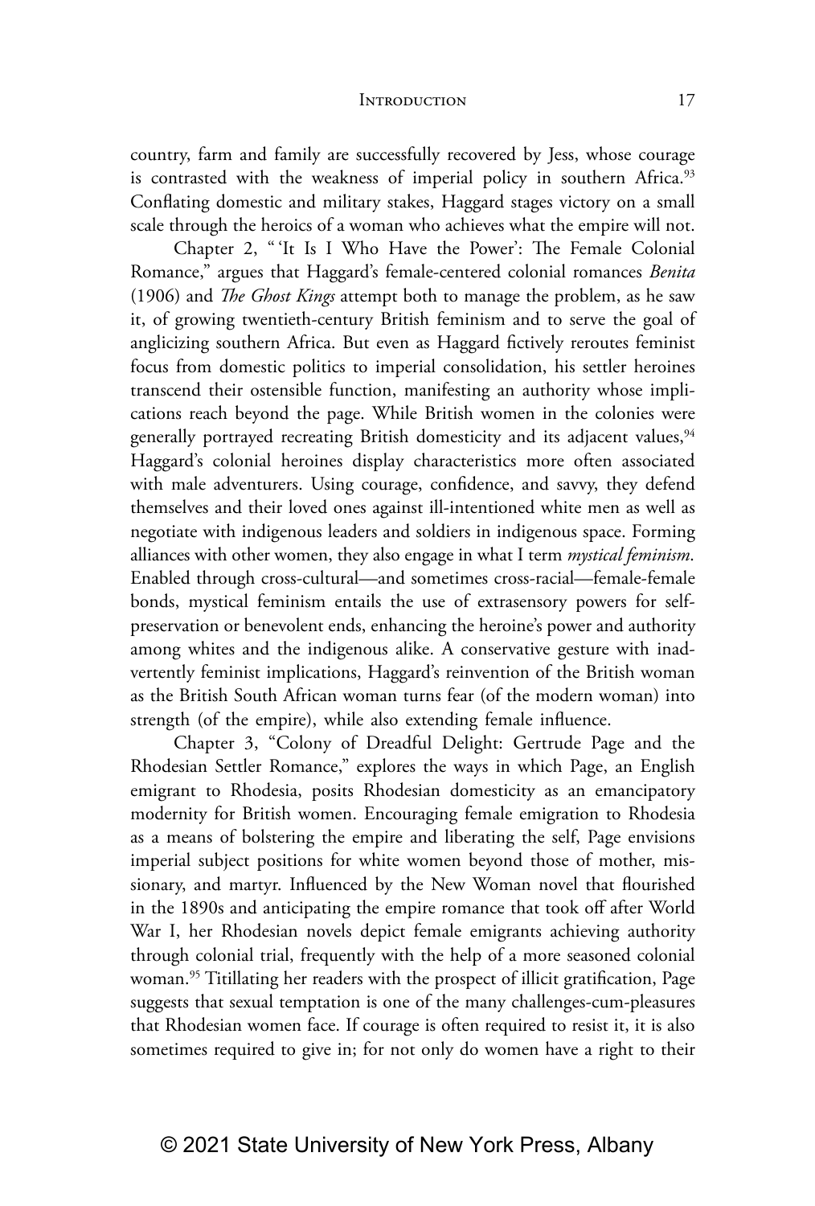country, farm and family are successfully recovered by Jess, whose courage is contrasted with the weakness of imperial policy in southern Africa.[93] Conflating domestic and military stakes, Haggard stages victory on a small scale through the heroics of a woman who achieves what the empire will not.

Chapter 2, "'It Is I Who Have the Power': The Female Colonial Romance," argues that Haggard's female-centered colonial romances *Benita* (1906) and *The Ghost Kings* attempt both to manage the problem, as he saw it, of growing twentieth-century British feminism and to serve the goal of anglicizing southern Africa. But even as Haggard fictively reroutes feminist focus from domestic politics to imperial consolidation, his settler heroines transcend their ostensible function, manifesting an authority whose implications reach beyond the page. While British women in the colonies were generally portrayed recreating British domesticity and its adjacent values,[94] Haggard's colonial heroines display characteristics more often associated with male adventurers. Using courage, confidence, and savvy, they defend themselves and their loved ones against ill-intentioned white men as well as negotiate with indigenous leaders and soldiers in indigenous space. Forming alliances with other women, they also engage in what I term *mystical feminism*. Enabled through cross-cultural—and sometimes cross-racial—female-female bonds, mystical feminism entails the use of extrasensory powers for self-preservation or benevolent ends, enhancing the heroine's power and authority among whites and the indigenous alike. A conservative gesture with inadvertently feminist implications, Haggard's reinvention of the British woman as the British South African woman turns fear (of the modern woman) into strength (of the empire), while also extending female influence.

Chapter 3, "Colony of Dreadful Delight: Gertrude Page and the Rhodesian Settler Romance," explores the ways in which Page, an English emigrant to Rhodesia, posits Rhodesian domesticity as an emancipatory modernity for British women. Encouraging female emigration to Rhodesia as a means of bolstering the empire and liberating the self, Page envisions imperial subject positions for white women beyond those of mother, missionary, and martyr. Influenced by the New Woman novel that flourished in the 1890s and anticipating the empire romance that took off after World War I, her Rhodesian novels depict female emigrants achieving authority through colonial trial, frequently with the help of a more seasoned colonial woman.[95] Titillating her readers with the prospect of illicit gratification, Page suggests that sexual temptation is one of the many challenges-cum-pleasures that Rhodesian women face. If courage is often required to resist it, it is also sometimes required to give in; for not only do women have a right to their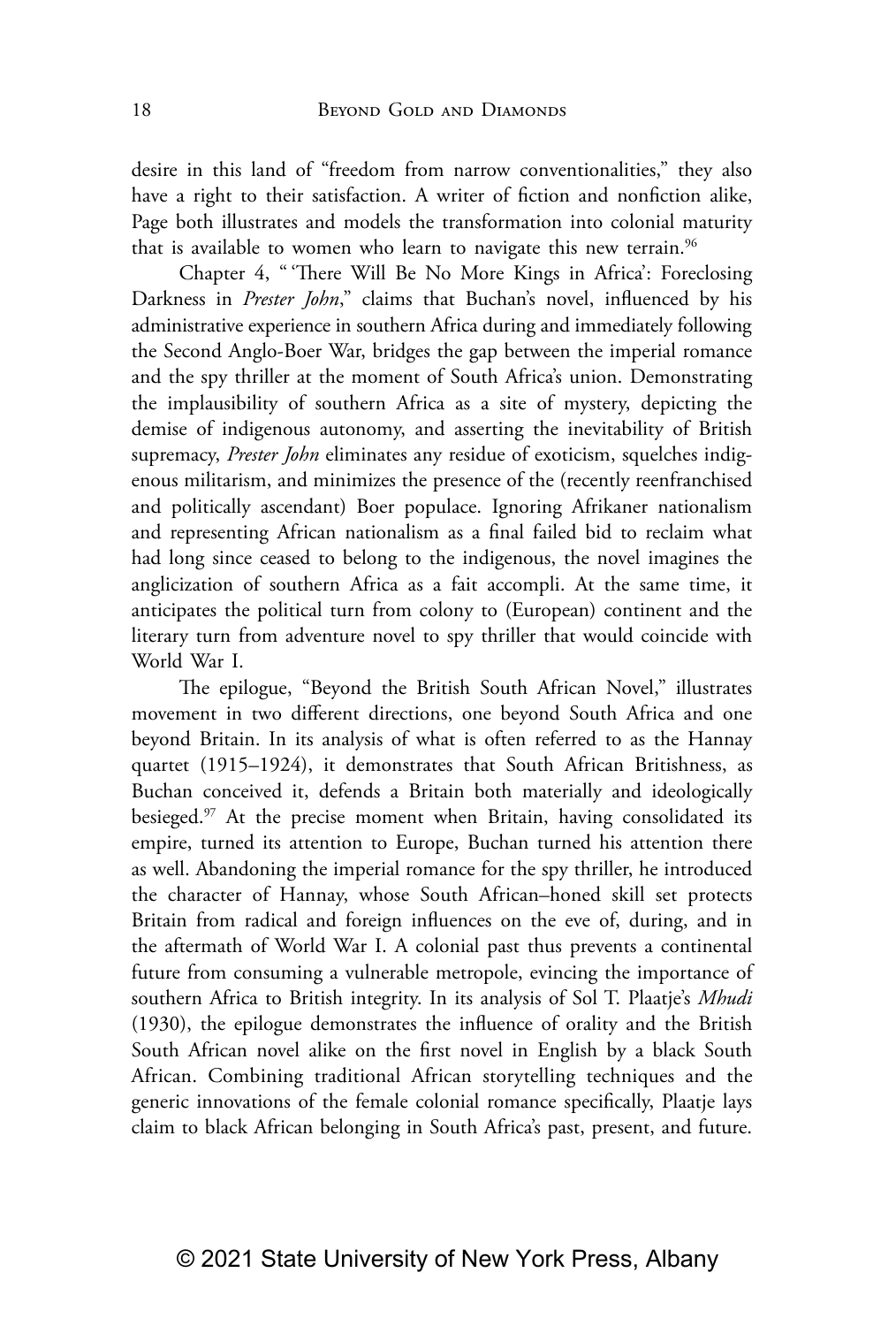desire in this land of "freedom from narrow conventionalities," they also have a right to their satisfaction. A writer of fiction and nonfiction alike, Page both illustrates and models the transformation into colonial maturity that is available to women who learn to navigate this new terrain.[96]

Chapter 4, "'There Will Be No More Kings in Africa': Foreclosing Darkness in *Prester John*," claims that Buchan's novel, influenced by his administrative experience in southern Africa during and immediately following the Second Anglo-Boer War, bridges the gap between the imperial romance and the spy thriller at the moment of South Africa's union. Demonstrating the implausibility of southern Africa as a site of mystery, depicting the demise of indigenous autonomy, and asserting the inevitability of British supremacy, *Prester John* eliminates any residue of exoticism, squelches indigenous militarism, and minimizes the presence of the (recently reenfranchised and politically ascendant) Boer populace. Ignoring Afrikaner nationalism and representing African nationalism as a final failed bid to reclaim what had long since ceased to belong to the indigenous, the novel imagines the anglicization of southern Africa as a fait accompli. At the same time, it anticipates the political turn from colony to (European) continent and the literary turn from adventure novel to spy thriller that would coincide with World War I.

The epilogue, "Beyond the British South African Novel," illustrates movement in two different directions, one beyond South Africa and one beyond Britain. In its analysis of what is often referred to as the Hannay quartet (1915–1924), it demonstrates that South African Britishness, as Buchan conceived it, defends a Britain both materially and ideologically besieged.[97] At the precise moment when Britain, having consolidated its empire, turned its attention to Europe, Buchan turned his attention there as well. Abandoning the imperial romance for the spy thriller, he introduced the character of Hannay, whose South African–honed skill set protects Britain from radical and foreign influences on the eve of, during, and in the aftermath of World War I. A colonial past thus prevents a continental future from consuming a vulnerable metropole, evincing the importance of southern Africa to British integrity. In its analysis of Sol T. Plaatje's *Mhudi* (1930), the epilogue demonstrates the influence of orality and the British South African novel alike on the first novel in English by a black South African. Combining traditional African storytelling techniques and the generic innovations of the female colonial romance specifically, Plaatje lays claim to black African belonging in South Africa's past, present, and future.

© 2021 State University of New York Press, Albany